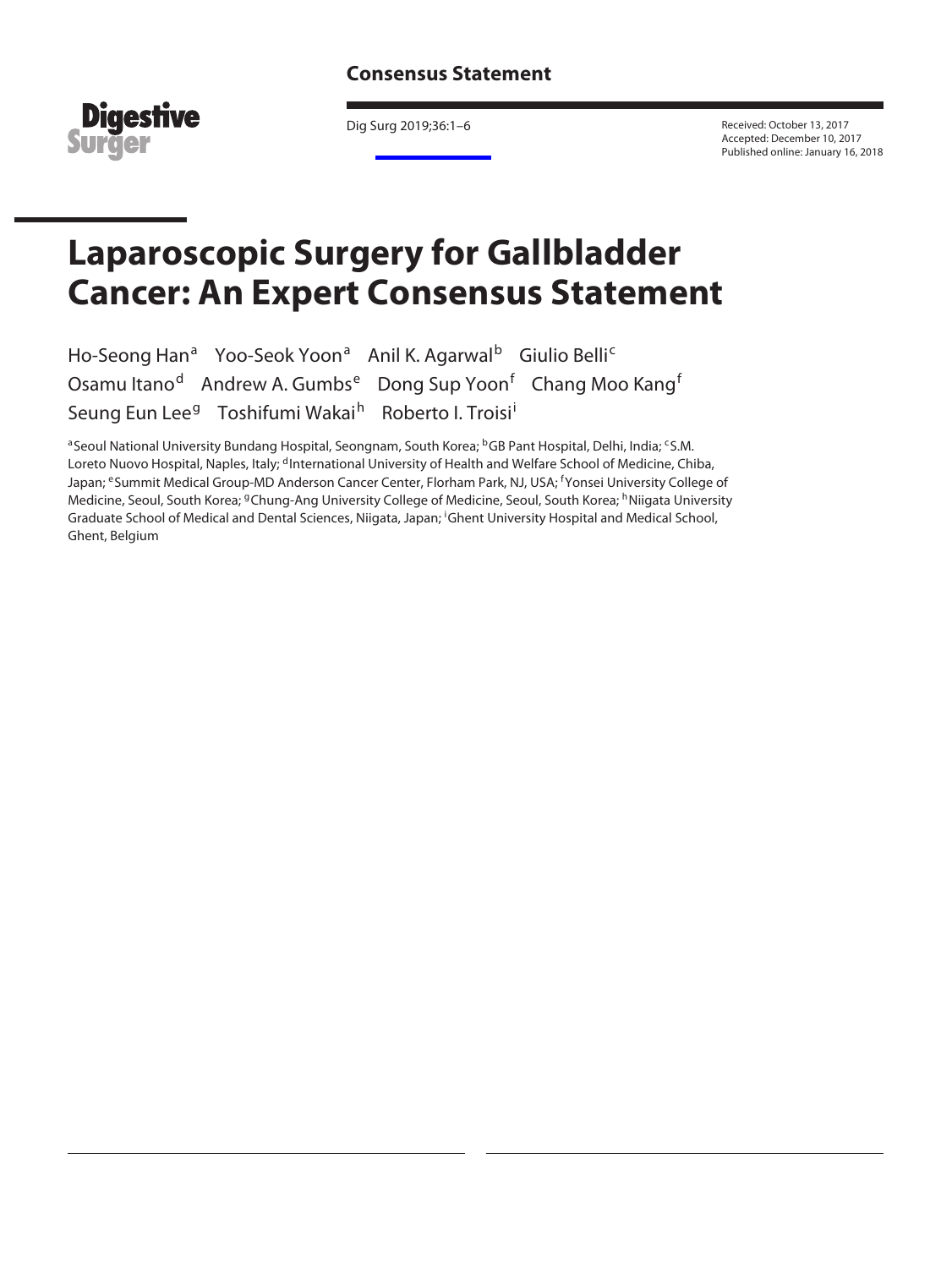**Consensus Statement**

Received: October 13, 2017
Accepted: December 10, 2017
Published online: January 16, 2018

# Laparoscopic Surgery for Gallbladder Cancer: An Expert Consensus Statement

Ho-Seong Han[a] Yoo-Seok Yoon[a] Anil K. Agarwal[b] Giulio Belli[c] Osamu Itano[d] Andrew A. Gumbs[e] Dong Sup Yoon[f] Chang Moo Kang[f] Seung Eun Lee[g] Toshifumi Wakai[h] Roberto I. Troisi[i]

[a]Seoul National University Bundang Hospital, Seongnam, South Korea; [b]GB Pant Hospital, Delhi, India; [c]S.M. Loreto Nuovo Hospital, Naples, Italy; [d]International University of Health and Welfare School of Medicine, Chiba, Japan; [e]Summit Medical Group-MD Anderson Cancer Center, Florham Park, NJ, USA; [f]Yonsei University College of Medicine, Seoul, South Korea; [g]Chung-Ang University College of Medicine, Seoul, South Korea; [h]Niigata University Graduate School of Medical and Dental Sciences, Niigata, Japan; [i]Ghent University Hospital and Medical School, Ghent, Belgium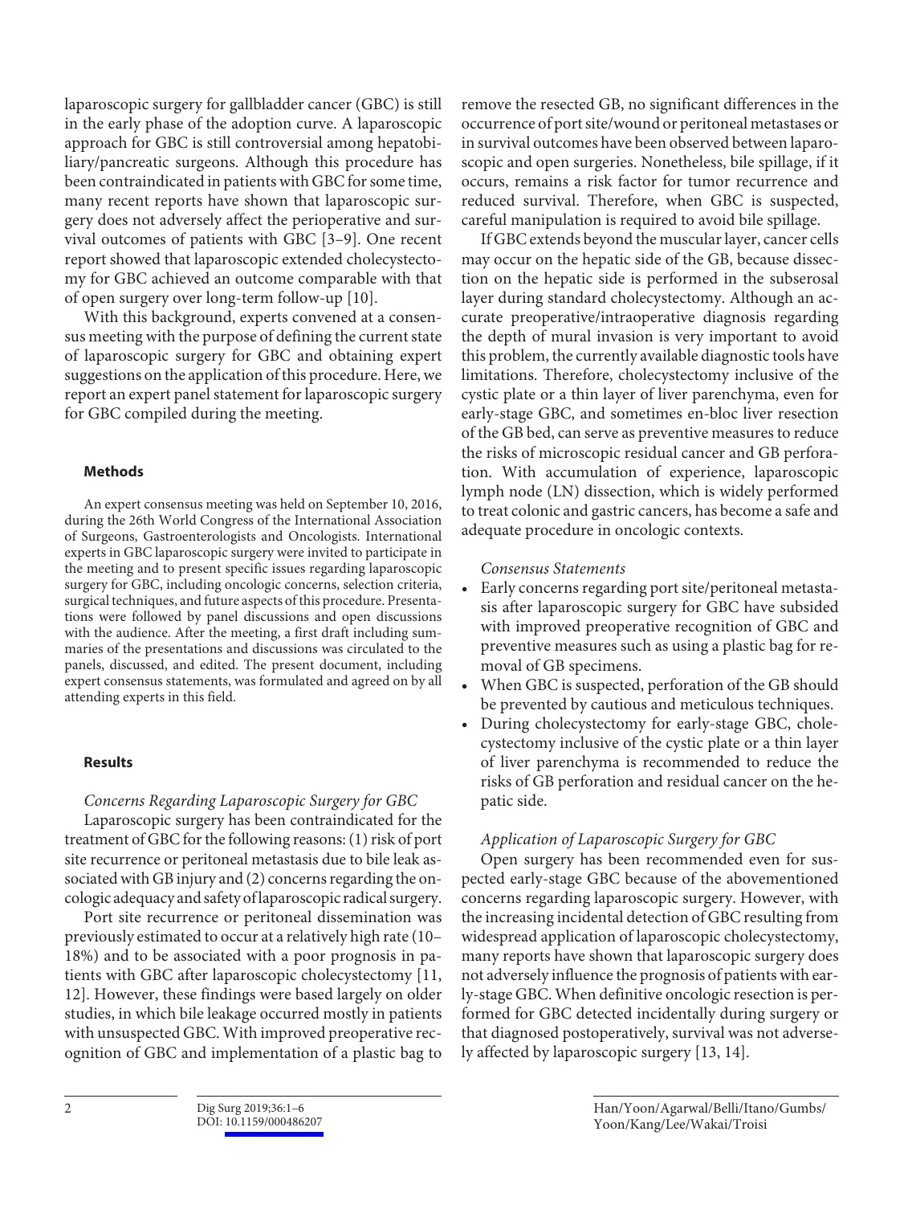laparoscopic surgery for gallbladder cancer (GBC) is still in the early phase of the adoption curve. A laparoscopic approach for GBC is still controversial among hepatobiliary/pancreatic surgeons. Although this procedure has been contraindicated in patients with GBC for some time, many recent reports have shown that laparoscopic surgery does not adversely affect the perioperative and survival outcomes of patients with GBC [3–9]. One recent report showed that laparoscopic extended cholecystectomy for GBC achieved an outcome comparable with that of open surgery over long-term follow-up [10].

With this background, experts convened at a consensus meeting with the purpose of defining the current state of laparoscopic surgery for GBC and obtaining expert suggestions on the application of this procedure. Here, we report an expert panel statement for laparoscopic surgery for GBC compiled during the meeting.

## Methods

An expert consensus meeting was held on September 10, 2016, during the 26th World Congress of the International Association of Surgeons, Gastroenterologists and Oncologists. International experts in GBC laparoscopic surgery were invited to participate in the meeting and to present specific issues regarding laparoscopic surgery for GBC, including oncologic concerns, selection criteria, surgical techniques, and future aspects of this procedure. Presentations were followed by panel discussions and open discussions with the audience. After the meeting, a first draft including summaries of the presentations and discussions was circulated to the panels, discussed, and edited. The present document, including expert consensus statements, was formulated and agreed on by all attending experts in this field.

## Results

### *Concerns Regarding Laparoscopic Surgery for GBC*

Laparoscopic surgery has been contraindicated for the treatment of GBC for the following reasons: (1) risk of port site recurrence or peritoneal metastasis due to bile leak associated with GB injury and (2) concerns regarding the oncologic adequacy and safety of laparoscopic radical surgery.

Port site recurrence or peritoneal dissemination was previously estimated to occur at a relatively high rate (10–18%) and to be associated with a poor prognosis in patients with GBC after laparoscopic cholecystectomy [11, 12]. However, these findings were based largely on older studies, in which bile leakage occurred mostly in patients with unsuspected GBC. With improved preoperative recognition of GBC and implementation of a plastic bag to remove the resected GB, no significant differences in the occurrence of port site/wound or peritoneal metastases or in survival outcomes have been observed between laparoscopic and open surgeries. Nonetheless, bile spillage, if it occurs, remains a risk factor for tumor recurrence and reduced survival. Therefore, when GBC is suspected, careful manipulation is required to avoid bile spillage.

If GBC extends beyond the muscular layer, cancer cells may occur on the hepatic side of the GB, because dissection on the hepatic side is performed in the subserosal layer during standard cholecystectomy. Although an accurate preoperative/intraoperative diagnosis regarding the depth of mural invasion is very important to avoid this problem, the currently available diagnostic tools have limitations. Therefore, cholecystectomy inclusive of the cystic plate or a thin layer of liver parenchyma, even for early-stage GBC, and sometimes en-bloc liver resection of the GB bed, can serve as preventive measures to reduce the risks of microscopic residual cancer and GB perforation. With accumulation of experience, laparoscopic lymph node (LN) dissection, which is widely performed to treat colonic and gastric cancers, has become a safe and adequate procedure in oncologic contexts.

#### *Consensus Statements*

- Early concerns regarding port site/peritoneal metastasis after laparoscopic surgery for GBC have subsided with improved preoperative recognition of GBC and preventive measures such as using a plastic bag for removal of GB specimens.
- When GBC is suspected, perforation of the GB should be prevented by cautious and meticulous techniques.
- During cholecystectomy for early-stage GBC, cholecystectomy inclusive of the cystic plate or a thin layer of liver parenchyma is recommended to reduce the risks of GB perforation and residual cancer on the hepatic side.

### *Application of Laparoscopic Surgery for GBC*

Open surgery has been recommended even for suspected early-stage GBC because of the abovementioned concerns regarding laparoscopic surgery. However, with the increasing incidental detection of GBC resulting from widespread application of laparoscopic cholecystectomy, many reports have shown that laparoscopic surgery does not adversely influence the prognosis of patients with early-stage GBC. When definitive oncologic resection is performed for GBC detected incidentally during surgery or that diagnosed postoperatively, survival was not adversely affected by laparoscopic surgery [13, 14].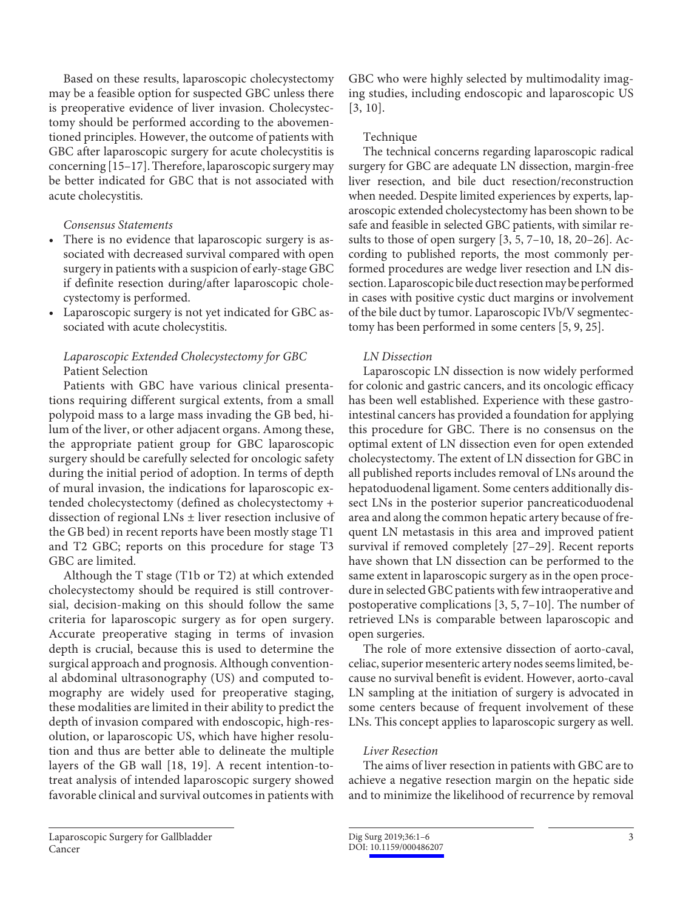Based on these results, laparoscopic cholecystectomy may be a feasible option for suspected GBC unless there is preoperative evidence of liver invasion. Cholecystectomy should be performed according to the abovementioned principles. However, the outcome of patients with GBC after laparoscopic surgery for acute cholecystitis is concerning [15–17]. Therefore, laparoscopic surgery may be better indicated for GBC that is not associated with acute cholecystitis.

*Consensus Statements*

- There is no evidence that laparoscopic surgery is associated with decreased survival compared with open surgery in patients with a suspicion of early-stage GBC if definite resection during/after laparoscopic cholecystectomy is performed.
- Laparoscopic surgery is not yet indicated for GBC associated with acute cholecystitis.

### *Laparoscopic Extended Cholecystectomy for GBC*

Patient Selection

Patients with GBC have various clinical presentations requiring different surgical extents, from a small polypoid mass to a large mass invading the GB bed, hilum of the liver, or other adjacent organs. Among these, the appropriate patient group for GBC laparoscopic surgery should be carefully selected for oncologic safety during the initial period of adoption. In terms of depth of mural invasion, the indications for laparoscopic extended cholecystectomy (defined as cholecystectomy + dissection of regional LNs ± liver resection inclusive of the GB bed) in recent reports have been mostly stage T1 and T2 GBC; reports on this procedure for stage T3 GBC are limited.

Although the T stage (T1b or T2) at which extended cholecystectomy should be required is still controversial, decision-making on this should follow the same criteria for laparoscopic surgery as for open surgery. Accurate preoperative staging in terms of invasion depth is crucial, because this is used to determine the surgical approach and prognosis. Although conventional abdominal ultrasonography (US) and computed tomography are widely used for preoperative staging, these modalities are limited in their ability to predict the depth of invasion compared with endoscopic, high-resolution, or laparoscopic US, which have higher resolution and thus are better able to delineate the multiple layers of the GB wall [18, 19]. A recent intention-to-treat analysis of intended laparoscopic surgery showed favorable clinical and survival outcomes in patients with GBC who were highly selected by multimodality imaging studies, including endoscopic and laparoscopic US [3, 10].

Technique

The technical concerns regarding laparoscopic radical surgery for GBC are adequate LN dissection, margin-free liver resection, and bile duct resection/reconstruction when needed. Despite limited experiences by experts, laparoscopic extended cholecystectomy has been shown to be safe and feasible in selected GBC patients, with similar results to those of open surgery [3, 5, 7–10, 18, 20–26]. According to published reports, the most commonly performed procedures are wedge liver resection and LN dissection. Laparoscopic bile duct resection may be performed in cases with positive cystic duct margins or involvement of the bile duct by tumor. Laparoscopic IVb/V segmentectomy has been performed in some centers [5, 9, 25].

*LN Dissection*

Laparoscopic LN dissection is now widely performed for colonic and gastric cancers, and its oncologic efficacy has been well established. Experience with these gastrointestinal cancers has provided a foundation for applying this procedure for GBC. There is no consensus on the optimal extent of LN dissection even for open extended cholecystectomy. The extent of LN dissection for GBC in all published reports includes removal of LNs around the hepatoduodenal ligament. Some centers additionally dissect LNs in the posterior superior pancreaticoduodenal area and along the common hepatic artery because of frequent LN metastasis in this area and improved patient survival if removed completely [27–29]. Recent reports have shown that LN dissection can be performed to the same extent in laparoscopic surgery as in the open procedure in selected GBC patients with few intraoperative and postoperative complications [3, 5, 7–10]. The number of retrieved LNs is comparable between laparoscopic and open surgeries.

The role of more extensive dissection of aorto-caval, celiac, superior mesenteric artery nodes seems limited, because no survival benefit is evident. However, aorto-caval LN sampling at the initiation of surgery is advocated in some centers because of frequent involvement of these LNs. This concept applies to laparoscopic surgery as well.

*Liver Resection*

The aims of liver resection in patients with GBC are to achieve a negative resection margin on the hepatic side and to minimize the likelihood of recurrence by removal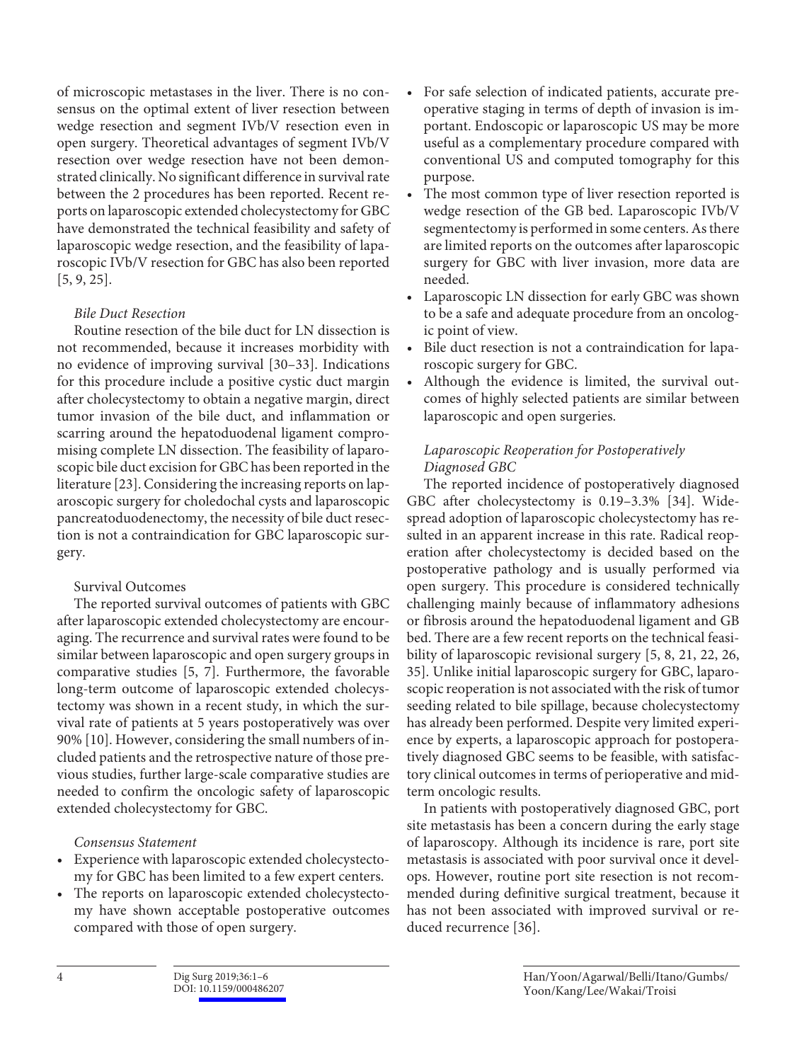of microscopic metastases in the liver. There is no consensus on the optimal extent of liver resection between wedge resection and segment IVb/V resection even in open surgery. Theoretical advantages of segment IVb/V resection over wedge resection have not been demonstrated clinically. No significant difference in survival rate between the 2 procedures has been reported. Recent reports on laparoscopic extended cholecystectomy for GBC have demonstrated the technical feasibility and safety of laparoscopic wedge resection, and the feasibility of laparoscopic IVb/V resection for GBC has also been reported [5, 9, 25].

#### *Bile Duct Resection*

Routine resection of the bile duct for LN dissection is not recommended, because it increases morbidity with no evidence of improving survival [30–33]. Indications for this procedure include a positive cystic duct margin after cholecystectomy to obtain a negative margin, direct tumor invasion of the bile duct, and inflammation or scarring around the hepatoduodenal ligament compromising complete LN dissection. The feasibility of laparoscopic bile duct excision for GBC has been reported in the literature [23]. Considering the increasing reports on laparoscopic surgery for choledochal cysts and laparoscopic pancreatoduodenectomy, the necessity of bile duct resection is not a contraindication for GBC laparoscopic surgery.

### Survival Outcomes

The reported survival outcomes of patients with GBC after laparoscopic extended cholecystectomy are encouraging. The recurrence and survival rates were found to be similar between laparoscopic and open surgery groups in comparative studies [5, 7]. Furthermore, the favorable long-term outcome of laparoscopic extended cholecystectomy was shown in a recent study, in which the survival rate of patients at 5 years postoperatively was over 90% [10]. However, considering the small numbers of included patients and the retrospective nature of those previous studies, further large-scale comparative studies are needed to confirm the oncologic safety of laparoscopic extended cholecystectomy for GBC.

#### *Consensus Statement*

- Experience with laparoscopic extended cholecystectomy for GBC has been limited to a few expert centers.
- The reports on laparoscopic extended cholecystectomy have shown acceptable postoperative outcomes compared with those of open surgery.
- For safe selection of indicated patients, accurate preoperative staging in terms of depth of invasion is important. Endoscopic or laparoscopic US may be more useful as a complementary procedure compared with conventional US and computed tomography for this purpose.
- The most common type of liver resection reported is wedge resection of the GB bed. Laparoscopic IVb/V segmentectomy is performed in some centers. As there are limited reports on the outcomes after laparoscopic surgery for GBC with liver invasion, more data are needed.
- Laparoscopic LN dissection for early GBC was shown to be a safe and adequate procedure from an oncologic point of view.
- Bile duct resection is not a contraindication for laparoscopic surgery for GBC.
- Although the evidence is limited, the survival outcomes of highly selected patients are similar between laparoscopic and open surgeries.

#### *Laparoscopic Reoperation for Postoperatively Diagnosed GBC*

The reported incidence of postoperatively diagnosed GBC after cholecystectomy is 0.19–3.3% [34]. Widespread adoption of laparoscopic cholecystectomy has resulted in an apparent increase in this rate. Radical reoperation after cholecystectomy is decided based on the postoperative pathology and is usually performed via open surgery. This procedure is considered technically challenging mainly because of inflammatory adhesions or fibrosis around the hepatoduodenal ligament and GB bed. There are a few recent reports on the technical feasibility of laparoscopic revisional surgery [5, 8, 21, 22, 26, 35]. Unlike initial laparoscopic surgery for GBC, laparoscopic reoperation is not associated with the risk of tumor seeding related to bile spillage, because cholecystectomy has already been performed. Despite very limited experience by experts, a laparoscopic approach for postoperatively diagnosed GBC seems to be feasible, with satisfactory clinical outcomes in terms of perioperative and midterm oncologic results.

In patients with postoperatively diagnosed GBC, port site metastasis has been a concern during the early stage of laparoscopy. Although its incidence is rare, port site metastasis is associated with poor survival once it develops. However, routine port site resection is not recommended during definitive surgical treatment, because it has not been associated with improved survival or reduced recurrence [36].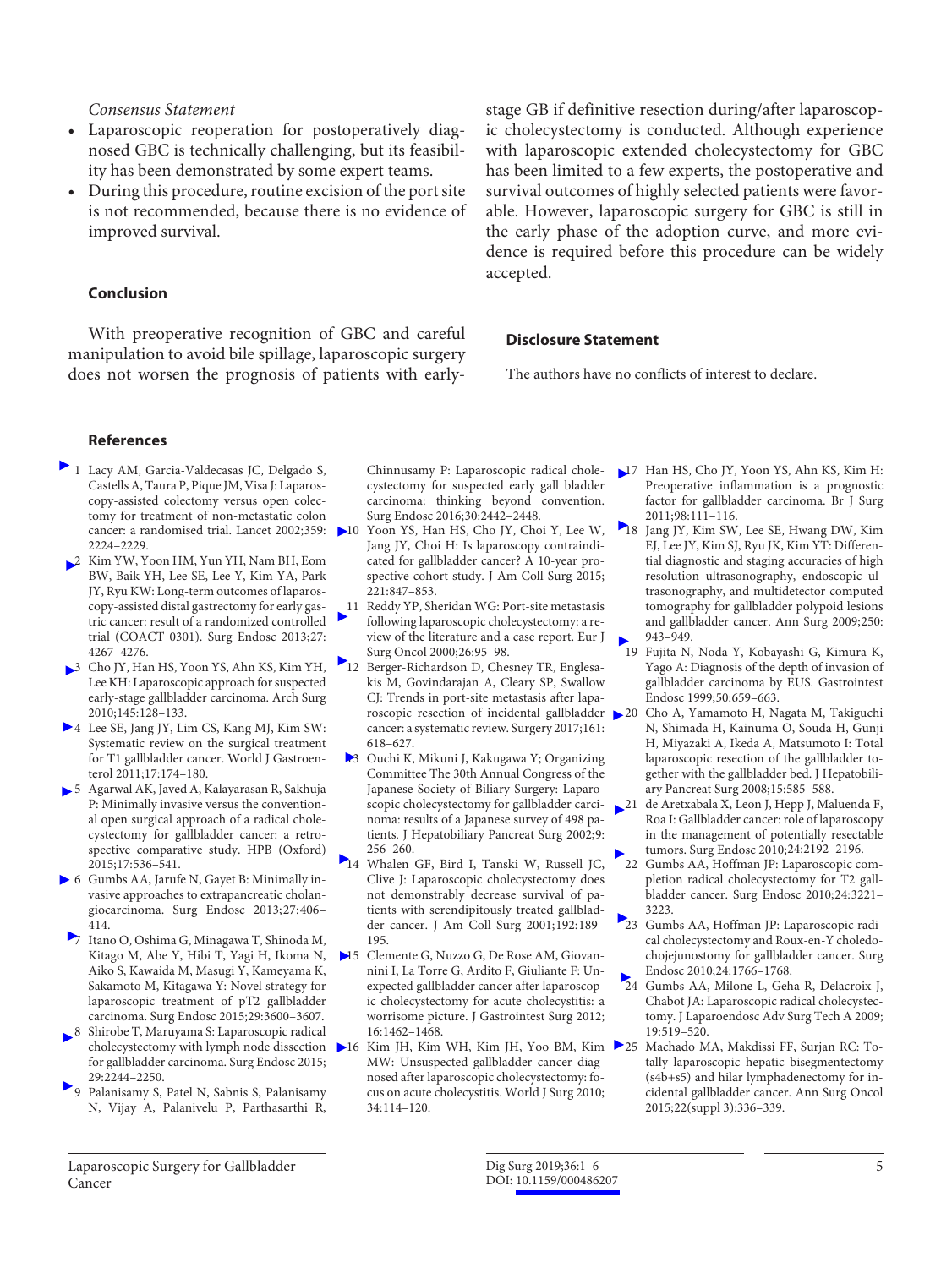*Consensus Statement*

- Laparoscopic reoperation for postoperatively diagnosed GBC is technically challenging, but its feasibility has been demonstrated by some expert teams.
- During this procedure, routine excision of the port site is not recommended, because there is no evidence of improved survival.

## Conclusion

With preoperative recognition of GBC and careful manipulation to avoid bile spillage, laparoscopic surgery does not worsen the prognosis of patients with early-stage GB if definitive resection during/after laparoscopic cholecystectomy is conducted. Although experience with laparoscopic extended cholecystectomy for GBC has been limited to a few experts, the postoperative and survival outcomes of highly selected patients were favorable. However, laparoscopic surgery for GBC is still in the early phase of the adoption curve, and more evidence is required before this procedure can be widely accepted.

## Disclosure Statement

The authors have no conflicts of interest to declare.

## References

1. Lacy AM, Garcia-Valdecasas JC, Delgado S, Castells A, Taura P, Pique JM, Visa J: Laparoscopy-assisted colectomy versus open colectomy for treatment of non-metastatic colon cancer: a randomised trial. Lancet 2002;359:2224–2229.
2. Kim YW, Yoon HM, Yun YH, Nam BH, Eom BW, Baik YH, Lee SE, Lee Y, Kim YA, Park JY, Ryu KW: Long-term outcomes of laparoscopy-assisted distal gastrectomy for early gastric cancer: result of a randomized controlled trial (COACT 0301). Surg Endosc 2013;27:4267–4276.
3. Cho JY, Han HS, Yoon YS, Ahn KS, Kim YH, Lee KH: Laparoscopic approach for suspected early-stage gallbladder carcinoma. Arch Surg 2010;145:128–133.
4. Lee SE, Jang JY, Lim CS, Kang MJ, Kim SW: Systematic review on the surgical treatment for T1 gallbladder cancer. World J Gastroenterol 2011;17:174–180.
5. Agarwal AK, Javed A, Kalayarasan R, Sakhuja P: Minimally invasive versus the conventional open surgical approach of a radical cholecystectomy for gallbladder cancer: a retrospective comparative study. HPB (Oxford) 2015;17:536–541.
6. Gumbs AA, Jarufe N, Gayet B: Minimally invasive approaches to extrapancreatic cholangiocarcinoma. Surg Endosc 2013;27:406–414.
7. Itano O, Oshima G, Minagawa T, Shinoda M, Kitago M, Abe Y, Hibi T, Yagi H, Ikoma N, Aiko S, Kawaida M, Masugi Y, Kameyama K, Sakamoto M, Kitagawa Y: Novel strategy for laparoscopic treatment of pT2 gallbladder carcinoma. Surg Endosc 2015;29:3600–3607.
8. Shirobe T, Maruyama S: Laparoscopic radical cholecystectomy with lymph node dissection for gallbladder carcinoma. Surg Endosc 2015;29:2244–2250.
9. Palanisamy S, Patel N, Sabnis S, Palanisamy N, Vijay A, Palanivelu P, Parthasarthi R, Chinnusamy P: Laparoscopic radical cholecystectomy for suspected early gall bladder carcinoma: thinking beyond convention. Surg Endosc 2016;30:2442–2448.
10. Yoon YS, Han HS, Cho JY, Choi Y, Lee W, Jang JY, Choi H: Is laparoscopy contraindicated for gallbladder cancer? A 10-year prospective cohort study. J Am Coll Surg 2015;221:847–853.
11. Reddy YP, Sheridan WG: Port-site metastasis following laparoscopic cholecystectomy: a review of the literature and a case report. Eur J Surg Oncol 2000;26:95–98.
12. Berger-Richardson D, Chesney TR, Englesakis M, Govindarajan A, Cleary SP, Swallow CJ: Trends in port-site metastasis after laparoscopic resection of incidental gallbladder cancer: a systematic review. Surgery 2017;161:618–627.
13. Ouchi K, Mikuni J, Kakugawa Y; Organizing Committee The 30th Annual Congress of the Japanese Society of Biliary Surgery: Laparoscopic cholecystectomy for gallbladder carcinoma: results of a Japanese survey of 498 patients. J Hepatobiliary Pancreat Surg 2002;9:256–260.
14. Whalen GF, Bird I, Tanski W, Russell JC, Clive J: Laparoscopic cholecystectomy does not demonstrably decrease survival of patients with serendipitously treated gallbladder cancer. J Am Coll Surg 2001;192:189–195.
15. Clemente G, Nuzzo G, De Rose AM, Giovannini I, La Torre G, Ardito F, Giuliante F: Unexpected gallbladder cancer after laparoscopic cholecystectomy for acute cholecystitis: a worrisome picture. J Gastrointest Surg 2012;16:1462–1468.
16. Kim JH, Kim WH, Kim JH, Yoo BM, Kim MW: Unsuspected gallbladder cancer diagnosed after laparoscopic cholecystectomy: focus on acute cholecystitis. World J Surg 2010;34:114–120.
17. Han HS, Cho JY, Yoon YS, Ahn KS, Kim H: Preoperative inflammation is a prognostic factor for gallbladder carcinoma. Br J Surg 2011;98:111–116.
18. Jang JY, Kim SW, Lee SE, Hwang DW, Kim EJ, Lee JY, Kim SJ, Ryu JK, Kim YT: Differential diagnostic and staging accuracies of high resolution ultrasonography, endoscopic ultrasonography, and multidetector computed tomography for gallbladder polypoid lesions and gallbladder cancer. Ann Surg 2009;250:943–949.
19. Fujita N, Noda Y, Kobayashi G, Kimura K, Yago A: Diagnosis of the depth of invasion of gallbladder carcinoma by EUS. Gastrointest Endosc 1999;50:659–663.
20. Cho A, Yamamoto H, Nagata M, Takiguchi N, Shimada H, Kainuma O, Souda H, Gunji H, Miyazaki A, Ikeda A, Matsumoto I: Total laparoscopic resection of the gallbladder together with the gallbladder bed. J Hepatobiliary Pancreat Surg 2008;15:585–588.
21. de Aretxabala X, Leon J, Hepp J, Maluenda F, Roa I: Gallbladder cancer: role of laparoscopy in the management of potentially resectable tumors. Surg Endosc 2010;24:2192–2196.
22. Gumbs AA, Hoffman JP: Laparoscopic completion radical cholecystectomy for T2 gallbladder cancer. Surg Endosc 2010;24:3221–3223.
23. Gumbs AA, Hoffman JP: Laparoscopic radical cholecystectomy and Roux-en-Y choledochojejunostomy for gallbladder cancer. Surg Endosc 2010;24:1766–1768.
24. Gumbs AA, Milone L, Geha R, Delacroix J, Chabot JA: Laparoscopic radical cholecystectomy. J Laparoendosc Adv Surg Tech A 2009;19:519–520.
25. Machado MA, Makdissi FF, Surjan RC: Totally laparoscopic hepatic bisegmentectomy (s4b+s5) and hilar lymphadenectomy for incidental gallbladder cancer. Ann Surg Oncol 2015;22(suppl 3):336–339.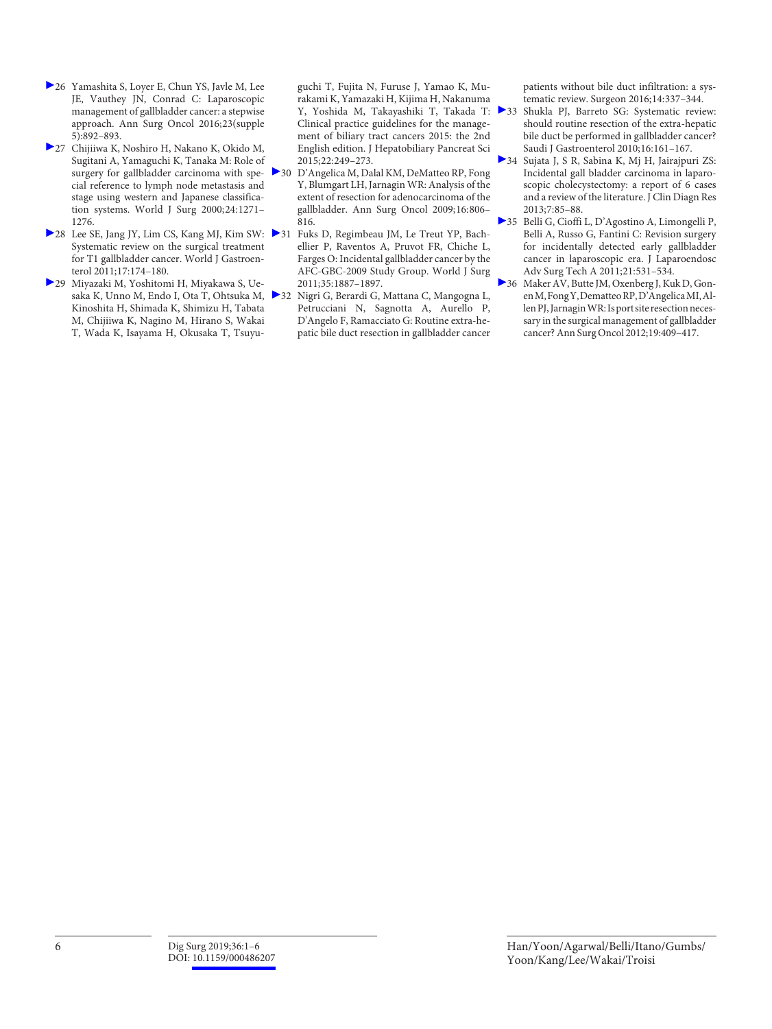26 Yamashita S, Loyer E, Chun YS, Javle M, Lee JE, Vauthey JN, Conrad C: Laparoscopic management of gallbladder cancer: a stepwise approach. Ann Surg Oncol 2016;23(supple 5):892–893.

27 Chijiiwa K, Noshiro H, Nakano K, Okido M, Sugitani A, Yamaguchi K, Tanaka M: Role of surgery for gallbladder carcinoma with special reference to lymph node metastasis and stage using western and Japanese classification systems. World J Surg 2000;24:1271–1276.

28 Lee SE, Jang JY, Lim CS, Kang MJ, Kim SW: Systematic review on the surgical treatment for T1 gallbladder cancer. World J Gastroenterol 2011;17:174–180.

29 Miyazaki M, Yoshitomi H, Miyakawa S, Uesaka K, Unno M, Endo I, Ota T, Ohtsuka M, Kinoshita H, Shimada K, Shimizu H, Tabata M, Chijiiwa K, Nagino M, Hirano S, Wakai T, Wada K, Isayama H, Okusaka T, Tsuyuguchi T, Fujita N, Furuse J, Yamao K, Murakami K, Yamazaki H, Kijima H, Nakanuma Y, Yoshida M, Takayashiki T, Takada T: Clinical practice guidelines for the management of biliary tract cancers 2015: the 2nd English edition. J Hepatobiliary Pancreat Sci 2015;22:249–273.

30 D'Angelica M, Dalal KM, DeMatteo RP, Fong Y, Blumgart LH, Jarnagin WR: Analysis of the extent of resection for adenocarcinoma of the gallbladder. Ann Surg Oncol 2009;16:806–816.

31 Fuks D, Regimbeau JM, Le Treut YP, Bachellier P, Raventos A, Pruvot FR, Chiche L, Farges O: Incidental gallbladder cancer by the AFC-GBC-2009 Study Group. World J Surg 2011;35:1887–1897.

32 Nigri G, Berardi G, Mattana C, Mangogna L, Petrucciani N, Sagnotta A, Aurello P, D'Angelo F, Ramacciato G: Routine extra-hepatic bile duct resection in gallbladder cancer patients without bile duct infiltration: a systematic review. Surgeon 2016;14:337–344.

33 Shukla PJ, Barreto SG: Systematic review: should routine resection of the extra-hepatic bile duct be performed in gallbladder cancer? Saudi J Gastroenterol 2010;16:161–167.

34 Sujata J, S R, Sabina K, Mj H, Jairajpuri ZS: Incidental gall bladder carcinoma in laparoscopic cholecystectomy: a report of 6 cases and a review of the literature. J Clin Diagn Res 2013;7:85–88.

35 Belli G, Cioffi L, D'Agostino A, Limongelli P, Belli A, Russo G, Fantini C: Revision surgery for incidentally detected early gallbladder cancer in laparoscopic era. J Laparoendosc Adv Surg Tech A 2011;21:531–534.

36 Maker AV, Butte JM, Oxenberg J, Kuk D, Gonen M, Fong Y, Dematteo RP, D'Angelica MI, Allen PJ, Jarnagin WR: Is port site resection necessary in the surgical management of gallbladder cancer? Ann Surg Oncol 2012;19:409–417.